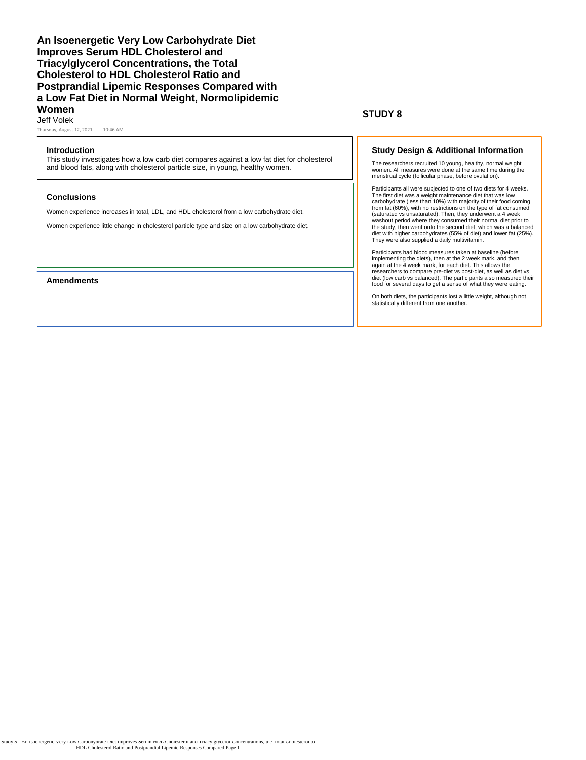# An Isoenergetic Very Low Carbohydrate Diet Improves Serum HDL Cholesterol and Triacylglycerol Concentrations, the Total Cholesterol to HDL Cholesterol Ratio and Postprandial Lipemic Responses Compared with a Low Fat Diet in Normal Weight, Normolipidemic Women

Jeff Volek

Thursday, August 12, 2021 10:46 AM

## STUDY 8

### Introduction

This study investigates how a low carb diet compares against a low fat diet for cholesterol and blood fats, along with cholesterol particle size, in young, healthy women.

### Conclusions

Women experience increases in total, LDL, and HDL cholesterol from a low carbohydrate diet.

Women experience little change in cholesterol particle type and size on a low carbohydrate diet.

### Amendments

### Study Design & Additional Information

The researchers recruited 10 young, healthy, normal weight women. All measures were done at the same time during the menstrual cycle (follicular phase, before ovulation).

Participants all were subjected to one of two diets for 4 weeks. The first diet was a weight maintenance diet that was low carbohydrate (less than 10%) with majority of their food coming from fat (60%), with no restrictions on the type of fat consumed (saturated vs unsaturated). Then, they underwent a 4 week washout period where they consumed their normal diet prior to the study, then went onto the second diet, which was a balanced diet with higher carbohydrates (55% of diet) and lower fat (25%). They were also supplied a daily multivitamin.

Participants had blood measures taken at baseline (before implementing the diets), then at the 2 week mark, and then again at the 4 week mark, for each diet. This allows the researchers to compare pre-diet vs post-diet, as well as diet vs diet (low carb vs balanced). The participants also measured their food for several days to get a sense of what they were eating.

On both diets, the participants lost a little weight, although not statistically different from one another.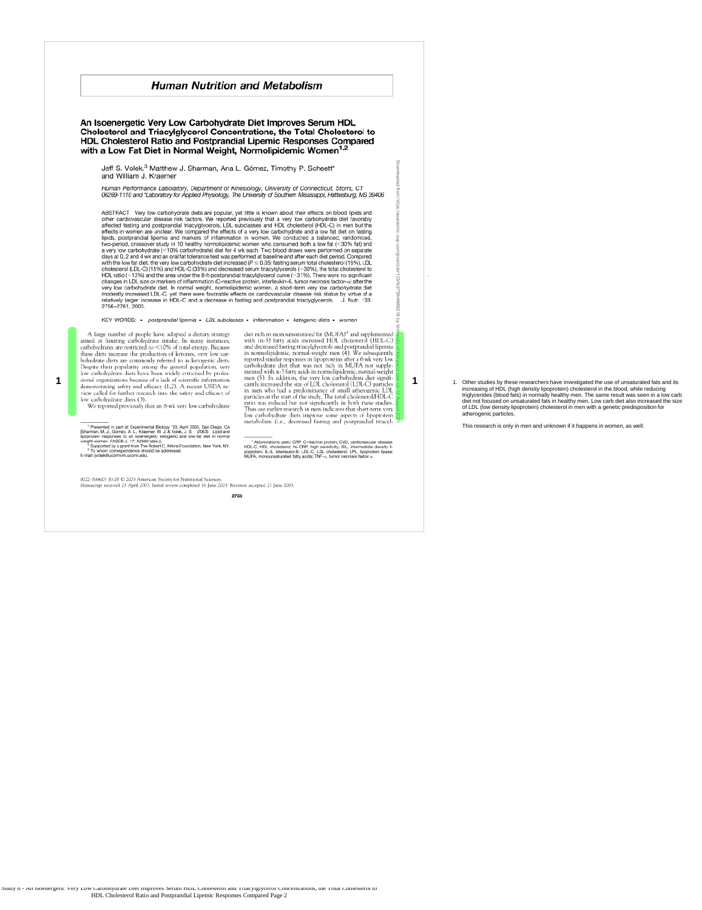# Human Nutrition and Metabolism

## An Isoenergetic Very Low Carbohydrate Diet Improves Serum HDL Cholesterol and Triacylglycerol Concentrations, the Total Cholesterol to HDL Cholesterol Ratio and Postprandial Lipemic Responses Compared with a Low Fat Diet in Normal Weight, Normolipidemic Women[1,2]

Jeff S. Volek,[3] Matthew J. Sharman, Ana L. Gómez, Timothy P. Scheett* and William J. Kraemer

*Human Performance Laboratory, Department of Kinesiology, University of Connecticut, Storrs, CT 06269-1110 and *Laboratory for Applied Physiology, The University of Southern Mississippi, Hattiesburg, MS 39406*

ABSTRACT Very low carbohydrate diets are popular, yet little is known about their effects on blood lipids and other cardiovascular disease risk factors. We reported previously that a very low carbohydrate diet favorably affected fasting and postprandial triacylglycerols, LDL subclasses and HDL cholesterol (HDL-C) in men but the effects in women are unclear. We compared the effects of a very low carbohydrate and a low fat diet on fasting lipids, postprandial lipemia and markers of inflammation in women. We conducted a balanced, randomized, two-period, crossover study in 10 healthy normolipidemic women who consumed both a low fat (<30% fat) and a very low carbohydrate (<10% carbohydrate) diet for 4 wk each. Two blood draws were performed on separate days at 0, 2 and 4 wk and an oral fat tolerance test was performed at baseline and after each diet period. Compared with the low fat diet, the very low carbohydrate diet increased ($P \leq 0.05$) fasting serum total cholesterol (15%), LDL cholesterol (LDL-C) (15%) and HDL-C (33%) and decreased serum triacylglycerols (−30%), the total cholesterol to HDL ratio (−13%) and the area under the 8-h postprandial triacylglycerol curve (−31%). There were no significant changes in LDL size or markers of inflammation (C-reactive protein, interleukin-6, tumor necrosis factor-α) after the very low carbohydrate diet. In normal weight, normolipidemic women, a short-term very low carbohydrate diet modestly increased LDL-C, yet there were favorable effects on cardiovascular disease risk status by virtue of a relatively larger increase in HDL-C and a decrease in fasting and postprandial triacylglycerols. J. Nutr. 133: 2756–2761, 2003.

KEY WORDS: • *postprandial lipemia* • *LDL subclasses* • *inflammation* • *ketogenic diets* • *women*

A large number of people have adopted a dietary strategy aimed at limiting carbohydrate intake. In many instances, carbohydrates are restricted to <10% of total energy. Because these diets increase the production of ketones, very low carbohydrate diets are commonly referred to as ketogenic diets. Despite their popularity among the general population, very low carbohydrate diets have been widely criticized by professional organizations because of a lack of scientific information demonstrating safety and efficacy (1,2). A recent USDA review called for further research into the safety and efficacy of low carbohydrate diets (3).

We reported previously that an 8-wk very low carbohydrate diet rich in monounsaturated fat (MUFA)[4] and supplemented with (n-3) fatty acids increased HDL cholesterol (HDL-C) and decreased fasting triacylglycerols and postprandial lipemia in normolipidemic, normal-weight men (4). We subsequently reported similar responses in lipoproteins after a 6-wk very low carbohydrate diet that was not rich in MUFA nor supplemented with n-3 fatty acids in normolipidemic, normal-weight men (5). In addition, the very low carbohydrate diet significantly increased the size of LDL cholesterol (LDL-C) particles in men who had a predominance of small atherogenic LDL particles at the start of the study. The total cholesterol/HDL-C ratio was reduced but not significantly in both these studies. Thus our earlier research in men indicates that short-term very low carbohydrate diets improve some aspects of lipoprotein metabolism (i.e., decreased fasting and postprandial triacyl-

[1] Presented in part at Experimental Biology '03, April 2003, San Diego, CA [Sharman, M. J., Gomez, A. L., Kraemer, W. J. & Volek, J. S. (2003) Lipid and lipoprotein responses to an isoenergetic ketogenic and low-fat diet in normal weight women. FASEB J. 17: A2682 (abs.)].

[2] Supported by a grant from The Robert C. Atkins Foundation, New York, NY.

[3] To whom correspondence should be addressed. E-mail: jvolek@uconnvm.uconn.edu.

[4] Abbreviations used: CRP, C-reactive protein; CVD, cardiovascular disease; HDL-C, HDL cholesterol; hs-CRP, high sensitivity; IDL, intermediate density lipoprotein; IL-6, interleukin-6; LDL-C, LDL cholesterol; LPL, lipoprotein lipase; MUFA, monounsaturated fatty acids; TNF-α, tumor necrosis factor α.

0022-3166/03 $3.00 © 2003 American Society for Nutritional Sciences.
Manuscript received 23 April 2003. Initial review completed 16 June 2003. Revision accepted 23 June 2003.

1. Other studies by these researchers have investigated the use of unsaturated fats and its increasing of HDL (high density lipoprotein) cholesterol in the blood, while reducing triglycerides (blood fats) in normally healthy men. The same result was seen in a low carb diet not focused on unsaturated fats in healthy men. Low carb diet also increased the size of LDL (low density lipoprotein) cholesterol in men with a genetic predisposition for atherogenic particles.

This research is only in men and unknown if it happens in women, as well.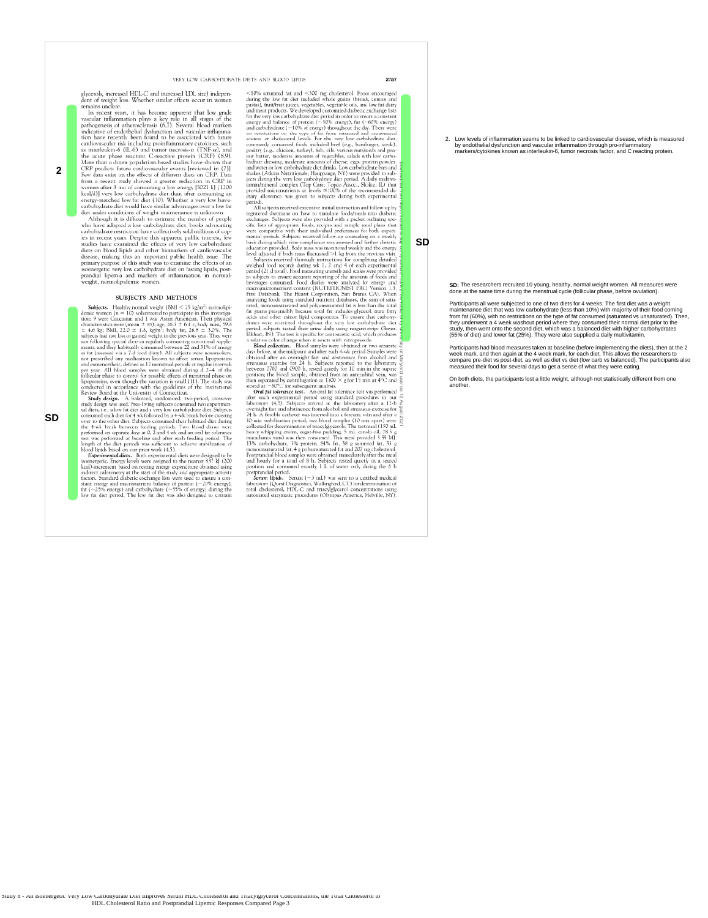glycerols, increased HDL-C and increased LDL size) independent of weight loss. Whether similar effects occur in women remains unclear.

In recent years, it has become apparent that low grade vascular inflammation plays a key role in all stages of the pathogenesis of atherosclerosis (6,7). Several blood markers indicative of endothelial dysfunction and vascular inflammation have recently been found to be associated with future cardiovascular risk including proinflammatory cytokines, such as interleukin-6 (IL-6) and tumor necrosis-α (TNF-α), and the acute phase reactant C-reactive protein (CRP) (8,9). More than a dozen population-based studies have shown that CRP predicts future cardiovascular events [reviewed in (7)]. Few data exist on the effects of different diets on CRP. Data from a recent study showed a greater reduction in CRP in women after 3 mo of consuming a low energy [5021 kJ (1200 kcal/d)] very low carbohydrate diet than after consuming an energy-matched low fat diet (10). Whether a very low have-carbohydrate diet would have similar advantages over a low fat diet under conditions of weight maintenance is unknown.

Although it is difficult to estimate the number of people who have adopted a low carbohydrate diet, books advocating carbohydrate restriction have collectively sold millions of copies in recent years. Despite this apparent public interest, few studies have examined the effects of very low carbohydrate diets on blood lipids and other biomarkers of cardiovascular disease, making this an important public health issue. The primary purpose of this study was to examine the effects of an isoenergetic very low carbohydrate diet on fasting lipids, postprandial lipemia and markers of inflammation in normal-weight, normolipidemic women.

## SUBJECTS AND METHODS

***Subjects.*** Healthy normal weight (BMI < 25 kg/m²) normolipidemic women (n = 10) volunteered to participate in this investigation; 9 were Caucasian and 1 was Asian American. Their physical characteristics were (mean ± SD); age, 26.3 ± 6.1 y; body mass, 59.8 ± 4.6 kg; BMI, 22.0 ± 1.8, kg/m²; body fat, 26.8 ± 3.0%. The subjects had not lost or gained weight in the previous year. They were not following special diets or regularly consuming nutritional supplements, and they habitually consumed between 22 and 31% of energy as fat (assessed via a 7-d food diary). All subjects were nonsmokers, not prescribed any medication known to affect serum lipoproteins and eumenorrheic, defined as 12 menstrual periods at regular intervals per year. All blood samples were obtained during d 2–4 of the follicular phase to control for possible effects of menstrual phase on lipoproteins, even though the variation is small (11). The study was conducted in accordance with the guidelines of the Institutional Review Board at the University of Connecticut.

***Study design.*** A balanced, randomized, two-period, crossover study design was used. Free-living subjects consumed two experimental diets, i.e., a low fat diet and a very low carbohydrate diet. Subjects consumed each diet for 4 wk followed by a 4-wk break before crossing over to the other diet. Subjects consumed their habitual diet during the 4-wk break between feeding periods. Two blood draws were performed on separate days at 0, 2 and 4 wk and an oral fat tolerance test was performed at baseline and after each feeding period. The length of the diet periods was sufficient to achieve stabilization of blood lipids based on our prior work (4,5).

***Experimental diets.*** Both experimental diets were designed to be isoenergetic. Energy levels were assigned to the nearest 837 kJ (200 kcal)-increment based on resting energy expenditure obtained using indirect calorimetry at the start of the study and appropriate activity factors. Standard diabetic exchange lists were used to ensure a constant energy and macronutrient balance of protein (~20% energy), fat (~25% energy) and carbohydrate (~55% of energy) during the low fat diet period. The low fat diet was also designed to contain <10% saturated fat and <300 mg cholesterol. Foods encouraged during the low fat diet included whole grains (bread, cereals and pastas), fruit/fruit juices, vegetables, vegetable oils, and low fat dairy and meat products. We developed customized diabetic exchange lists for the very low carbohydrate diet period in order to ensure a constant energy and balance of protein (~30% energy), fat (~60% energy) and carbohydrate (~10% of energy) throughout the day. There were no restrictions on the type of fat from saturated and unsaturated sources or cholesterol levels. For the very low carbohydrate diet, commonly consumed foods included beef (e.g., hamburger, steak), poultry (e.g., chicken, turkey), fish, oils, various nuts/seeds and peanut butter, moderate amounts of vegetables, salads with low carbohydrate dressing, moderate amounts of cheese, eggs, protein powder, and water or low carbohydrate diet drinks. Low carbohydrate bars and shakes (Atkins Nutritionals, Hauppauge, NY) were provided to subjects during the very low carbohydrate diet period. A daily multivitamin/mineral complex (Top Care; Topco Assoc., Skokie, IL) that provided micronutrients at levels ≤100% of the recommended dietary allowance was given to subjects during both experimental periods.

All subjects received extensive initial instruction and follow-up by registered dietitians on how to translate foods/meals into diabetic exchanges. Subjects were also provided with a packet outlining specific lists of appropriate foods, recipes and sample meal plans that were compatible with their individual preferences for both experimental periods. Subjects received follow-up counseling on a weekly basis during which time compliance was assessed and further dietetic education provided. Body mass was monitored weekly and the energy level adjusted if body mass fluctuated >1 kg from the previous visit.

Subjects received thorough instructions for completing detailed weighed food records during wk 1, 2 and 4 of each experimental period (21 d total). Food measuring utensils and scales were provided to subjects to ensure accurate reporting of the amounts of foods and beverages consumed. Food diaries were analyzed for energy and macro/micronutrient content (NUTRITIONIST PRO, Version 1.3; First Databank, The Hearst Corporation, San Bruno, CA). When analyzing foods using standard nutrient databases, the sum of saturated, monounsaturated and polyunsaturated fat is less than the total fat grams presumably because total fat includes glycerol, trans fatty acids and other minor lipid components. To ensure that carbohydrates were restricted throughout the very low carbohydrate diet period, subjects tested their urine daily using reagent strips (Bayer, Elkhart, IN). The test is specific for acetoacetic acid, which produces a relative color change when it reacts with nitroprusside.

***Blood collection.*** Blood samples were obtained on two separate days before, at the midpoint and after each 4-wk period. Samples were obtained after an overnight fast and abstinence from alcohol and strenuous exercise for 24 h. Subjects reported to the laboratory between 0700 and 0900 h, rested quietly for 10 min in the supine position; the blood sample, obtained from an antecubital vein, was then separated by centrifugation at 1500 × g for 15 min at 4°C and stored at −80°C for subsequent analysis.

***Oral fat tolerance test.*** An oral fat tolerance test was performed after each experimental period using standard procedures in our laboratory (4,5). Subjects arrived at the laboratory after a 12-h overnight fast and abstinence from alcohol and strenuous exercise for 24 h. A flexible catheter was inserted into a forearm vein and after a 10-min stabilization period, two blood samples (10 min apart) were collected for determination of triacylglycerols. The test meal (150 mL heavy whipping cream, sugar-free pudding, 5 mL canola oil, 28.5 g macadamia nuts) was then consumed. This meal provided 3.55 MJ, 13% carbohydrate, 3% protein, 84% fat, 38 g saturated fat, 33 g monounsaturated fat, 4 g polyunsaturated fat and 207 mg cholesterol. Postprandial blood samples were obtained immediately after the meal and hourly for a total of 8 h. Subjects rested quietly in a seated position and consumed exactly 1 L of water only during the 8 h postprandial period.

***Serum lipids.*** Serum (~3 mL) was sent to a certified medical laboratory (Quest Diagnostics, Wallingford, CT) for determination of total cholesterol, HDL-C and triacylglycerol concentrations using automated enzymatic procedures (Olympus America, Melville, NY).

2. Low levels of inflammation seems to be linked to cardiovascular disease, which is measured by endothelial dysfunction and vascular inflammation through pro-inflammatory markers/cytokines known as interleukin-6, tumor necrosis factor, and C reacting protein.

**SD:** The researchers recruited 10 young, healthy, normal weight women. All measures were done at the same time during the menstrual cycle (follicular phase, before ovulation).

Participants all were subjected to one of two diets for 4 weeks. The first diet was a weight maintenance diet that was low carbohydrate (less than 10%) with majority of their food coming from fat (60%), with no restrictions on the type of fat consumed (saturated vs unsaturated). Then, they underwent a 4 week washout period where they consumed their normal diet prior to the study, then went onto the second diet, which was a balanced diet with higher carbohydrates (55% of diet) and lower fat (25%). They were also supplied a daily multivitamin.

Participants had blood measures taken at baseline (before implementing the diets), then at the 2 week mark, and then again at the 4 week mark, for each diet. This allows the researchers to compare pre-diet vs post-diet, as well as diet vs diet (low carb vs balanced). The participants also measured their food for several days to get a sense of what they were eating.

On both diets, the participants lost a little weight, although not statistically different from one another.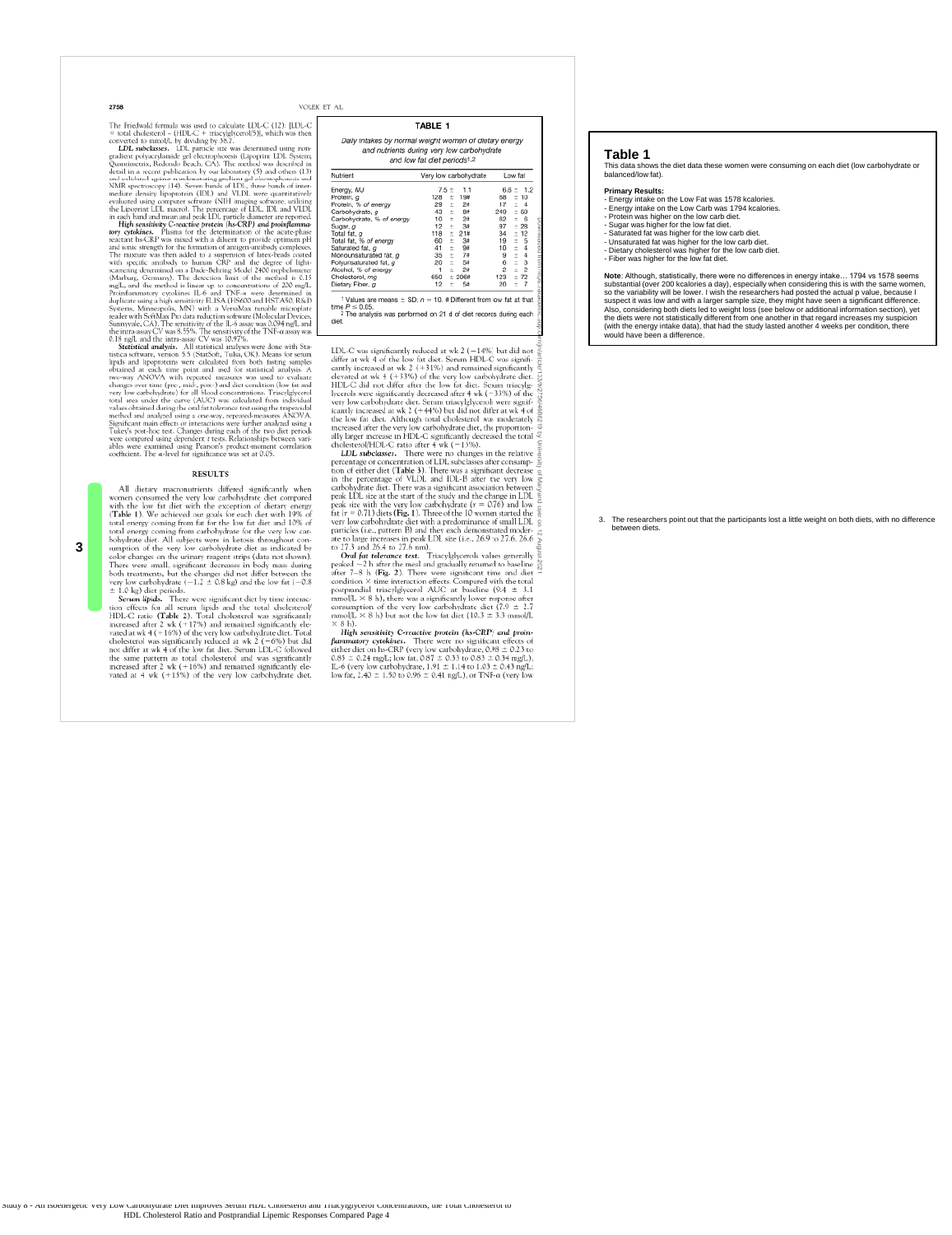The Friedwald formula was used to calculate LDL-C (12): [LDL-C = total cholesterol − (HDL-C + triacylglycerol/5)], which was then converted to mmol/L by dividing by 38.7.

***LDL subclasses.*** LDL particle size was determined using nongradient polyacrylamide gel electrophoresis (Lipoprint LDL System; Quantimetrix, Redondo Beach, CA). The method was described in detail in a recent publication by our laboratory (5) and others (13) and validated against nondenaturing gradient gel electrophoresis and NMR spectroscopy (14). Seven bands of LDL, three bands of intermediate density lipoprotein (IDL) and VLDL were quantitatively evaluated using computer software (NIH imaging software, utilizing the Lipoprint LDL macro). The percentage of LDL, IDL and VLDL in each band and mean and peak LDL particle diameter are reported.

***High sensitivity C-reactive protein (hs-CRP) and proinflammatory cytokines.*** Plasma for the determination of the acute-phase reactant hs-CRP was mixed with a diluent to provide optimum pH and ionic strength for the formation of antigen-antibody complexes. The mixture was then added to a suspension of latex-beads coated with specific antibody to human CRP and the degree of light-scattering determined on a Dade-Behring Model 2400 nephelometer (Marburg, Germany). The detection limit of the method is 0.15 mg/L, and the method is linear up to concentrations of 200 mg/L. Proinflammatory cytokines IL-6 and TNF-α were determined in duplicate using a high sensitivity ELISA (HS600 and HSTA50, R&D Systems, Minneapolis, MN) with a VersaMax tunable microplate reader with SoftMax Pro data reduction software (Molecular Devices, Sunnyvale, CA). The sensitivity of the IL-6 assay was 0.094 ng/L and the intra-assay CV was 8.55%. The sensitivity of the TNF-α assay was 0.18 ng/L and the intra-assay CV was 10.97%.

***Statistical analysis.*** All statistical analyses were done with Statistica software, version 5.5 (StatSoft, Tulsa, OK). Means for serum lipids and lipoproteins were calculated from both fasting samples obtained at each time point and used for statistical analysis. A two-way ANOVA with repeated measures was used to evaluate changes over time (pre-, mid-, post-) and diet condition (low fat and very low carbohydrate) for all blood concentrations. Triacylglycerol total area under the curve (AUC) was calculated from individual values obtained during the oral fat tolerance test using the trapezoidal method and analyzed using a one-way, repeated-measures ANOVA. Significant main effects or interactions were further analyzed using a Tukey's post-hoc test. Changes during each of the two diet periods were compared using dependent *t* tests. Relationships between variables were examined using Pearson's product-moment correlation coefficient. The α-level for significance was set at 0.05.

## RESULTS

All dietary macronutrients differed significantly when women consumed the very low carbohydrate diet compared with the low fat diet with the exception of dietary energy (**Table 1**). We achieved our goals for each diet with 19% of total energy coming from fat for the low fat diet and 10% of total energy coming from carbohydrate for the very low carbohydrate diet. All subjects were in ketosis throughout consumption of the very low carbohydrate diet as indicated by color changes on the urinary reagent strips (data not shown). There were small, significant decreases in body mass during both treatments, but the changes did not differ between the very low carbohydrate (−1.2 ± 0.8 kg) and the low fat (−0.8 ± 1.0 kg) diet periods.

***Serum lipids.*** There were significant diet by time interaction effects for all serum lipids and the total cholesterol/HDL-C ratio (**Table 2**). Total cholesterol was significantly increased after 2 wk (+17%) and remained significantly elevated at wk 4 (+16%) of the very low carbohydrate diet. Total cholesterol was significantly reduced at wk 2 (−6%) but did not differ at wk 4 of the low fat diet. Serum LDL-C followed the same pattern as total cholesterol and was significantly increased after 2 wk (+16%) and remained significantly elevated at 4 wk (+15%) of the very low carbohydrate diet.

**TABLE 1**

*Daily intakes by normal weight women of dietary energy and nutrients during very low carbohydrate and low fat diet periods*[1,2]

| Nutrient | Very low carbohydrate | Low fat |
|---|---|---|
| Energy, *MJ* | 7.5 ± 1.1 | 6.6 ± 1.2 |
| Protein, *g* | 128 ± 19# | 58 ± 10 |
| Protein, *% of energy* | 29 ± 2# | 17 ± 4 |
| Carbohydrate, *g* | 43 ± 8# | 249 ± 60 |
| Carbohydrate, *% of energy* | 10 ± 2# | 62 ± 6 |
| Sugar, *g* | 12 ± 3# | 97 ± 28 |
| Total fat, *g* | 118 ± 21# | 34 ± 12 |
| Total fat, *% of energy* | 60 ± 3# | 19 ± 5 |
| Saturated fat, *g* | 41 ± 9# | 10 ± 4 |
| Monounsaturated fat, *g* | 35 ± 7# | 9 ± 4 |
| Polyunsaturated fat, *g* | 20 ± 5# | 6 ± 3 |
| Alcohol, *% of energy* | 1 ± 2# | 2 ± 2 |
| Cholesterol, *mg* | 650 ± 206# | 123 ± 72 |
| Dietary Fiber, *g* | 12 ± 5# | 20 ± 7 |

[1] Values are means ± SD; *n* = 10. # Different from low fat at that time $P \le 0.05$.

[2] The analysis was performed on 21 d of diet records during each diet.

LDL-C was significantly reduced at wk 2 (−14%) but did not differ at wk 4 of the low fat diet. Serum HDL-C was significantly increased at wk 2 (+31%) and remained significantly elevated at wk 4 (+33%) of the very low carbohydrate diet. HDL-C did not differ after the low fat diet. Serum triacylglycerols were significantly decreased after 4 wk (−33%) of the very low carbohydrate diet. Serum triacylglycerols were significantly increased at wk 2 (+44%) but did not differ at wk 4 of the low fat diet. Although total cholesterol was moderately increased after the very low carbohydrate diet, the proportionally larger increase in HDL-C significantly decreased the total cholesterol/HDL-C ratio after 4 wk (−13%).

***LDL subclasses.*** There were no changes in the relative percentage or concentration of LDL subclasses after consumption of either diet (**Table 3**). There was a significant decrease in the percentage of VLDL and IDL-B after the very low carbohydrate diet. There was a significant association between peak LDL size at the start of the study and the change in LDL peak size with the very low carbohydrate ($r = 0.76$) and low fat ($r = 0.71$) diets (**Fig. 1**). Three of the 10 women started the very low carbohydrate diet with a predominance of small LDL particles (i.e., pattern B) and they each demonstrated moderate to large increases in peak LDL size (i.e., 26.9 to 27.6, 26.6 to 27.3 and 26.4 to 27.6 nm).

***Oral fat tolerance test.*** Triacylglycerols values generally peaked ~2 h after the meal and gradually returned to baseline after 7–8 h (**Fig. 2**). There were significant time and diet condition × time interaction effects. Compared with the total postprandial triacylglycerol AUC at baseline (9.4 ± 3.1 mmol/L × 8 h), there was a significantly lower response after consumption of the very low carbohydrate diet (7.9 ± 2.7 mmol/L × 8 h) but not the low fat diet (10.3 ± 3.3 mmol/L × 8 h).

***High sensitivity C-reactive protein (hs-CRP) and proinflammatory cytokines.*** There were no significant effects of either diet on hs-CRP (very low carbohydrate, 0.98 ± 0.23 to 0.85 ± 0.24 mg/L; low fat, 0.87 ± 0.33 to 0.83 ± 0.34 mg/L), IL-6 (very low carbohydrate, 1.91 ± 1.14 to 1.03 ± 0.43 ng/L; low fat, 2.40 ± 1.50 to 0.96 ± 0.41 ng/L), or TNF-α (very low

## Table 1

This data shows the diet data these women were consuming on each diet (low carbohydrate or balanced/low fat).

**Primary Results:**

- Energy intake on the Low Fat was 1578 kcalories.
- Energy intake on the Low Carb was 1794 kcalories.
- Protein was higher on the low carb diet.
- Sugar was higher for the low fat diet.
- Saturated fat was higher for the low carb diet.
- Unsaturated fat was higher for the low carb diet.
- Dietary cholesterol was higher for the low carb diet.
- Fiber was higher for the low fat diet.

**Note**: Although, statistically, there were no differences in energy intake… 1794 vs 1578 seems substantial (over 200 kcalories a day), especially when considering this is with the same women, so the variability will be lower. I wish the researchers had posted the actual p value, because I suspect it was low and with a larger sample size, they might have seen a significant difference. Also, considering both diets led to weight loss (see below or additional information section), yet the diets were not statistically different from one another in that regard increases my suspicion (with the energy intake data), that had the study lasted another 4 weeks per condition, there would have been a difference.

3. The researchers point out that the participants lost a little weight on both diets, with no difference between diets.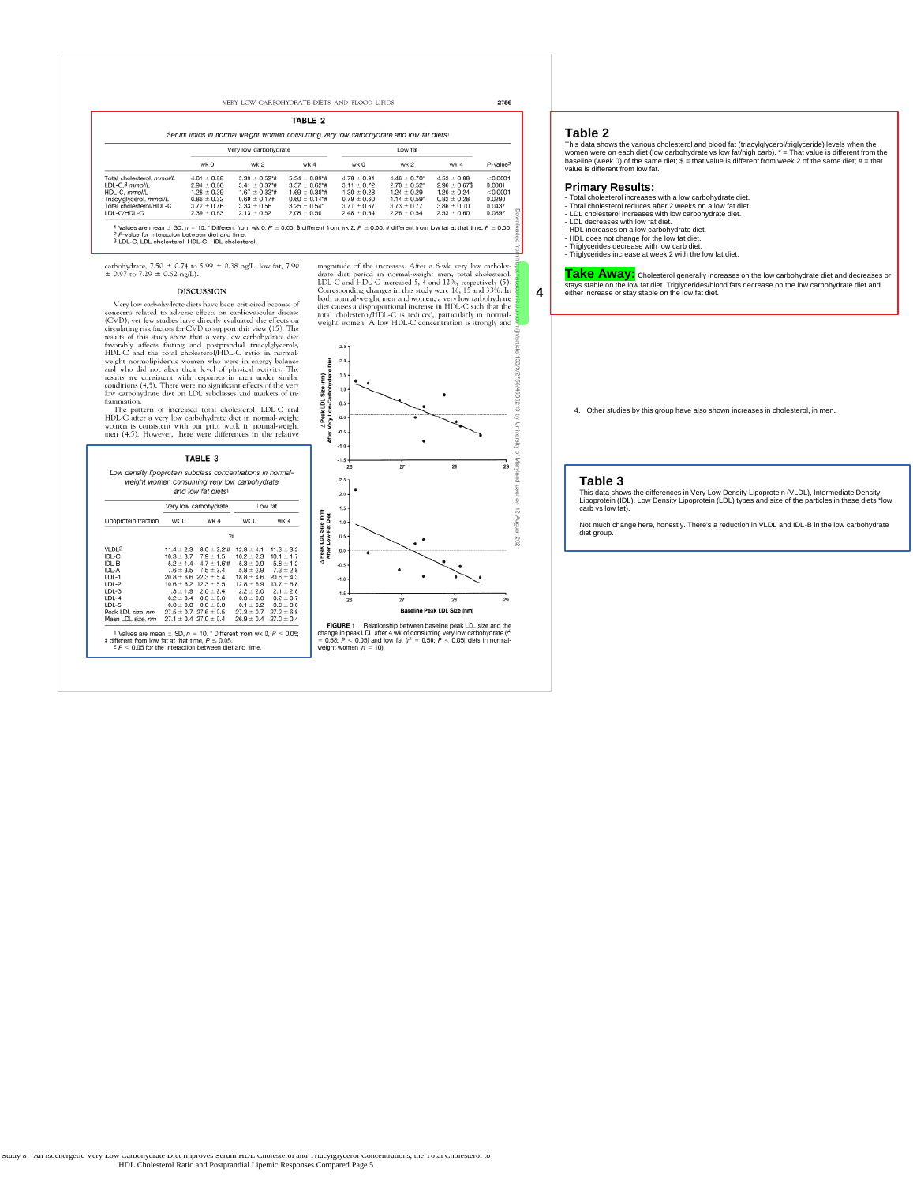## TABLE 2

*Serum lipids in normal weight women consuming very low carbohydrate and low fat diets*[1]

| | Very low carbohydrate | | | Low fat | | | |
|---|---|---|---|---|---|---|---|
| | wk 0 | wk 2 | wk 4 | wk 0 | wk 2 | wk 4 | *P*-value[2] |
| Total cholesterol, *mmol/L* | 4.61 ± 0.88 | 5.39 ± 0.52*# | 5.34 ± 0.89*# | 4.78 ± 0.91 | 4.46 ± 0.70* | 4.53 ± 0.88 | <0.0001 |
| LDL-C,[3] *mmol/L* | 2.94 ± 0.66 | 3.41 ± 0.37*# | 3.37 ± 0.62*# | 3.11 ± 0.72 | 2.70 ± 0.52* | 2.96 ± 0.67$ | 0.0001 |
| HDL-C, *mmol/L* | 1.28 ± 0.29 | 1.67 ± 0.33*# | 1.69 ± 0.38*# | 1.30 ± 0.28 | 1.24 ± 0.29 | 1.20 ± 0.24 | <0.0001 |
| Triacylglycerol, *mmol/L* | 0.86 ± 0.32 | 0.69 ± 0.17# | 0.60 ± 0.14*# | 0.79 ± 0.80 | 1.14 ± 0.59* | 0.82 ± 0.28 | 0.0290 |
| Total cholesterol/HDL-C | 3.72 ± 0.76 | 3.33 ± 0.56 | 3.25 ± 0.54* | 3.77 ± 0.57 | 3.73 ± 0.77 | 3.86 ± 0.70 | 0.0437 |
| LDL-C/HDL-C | 2.39 ± 0.63 | 2.13 ± 0.52 | 2.08 ± 0.50 | 2.48 ± 0.54 | 2.26 ± 0.54 | 2.53 ± 0.60 | 0.0897 |

[1] Values are mean ± SD, $n$ = 10. * Different from wk 0, $P \leq 0.05$; $ different from wk 2, $P \leq 0.05$; # different from low fat at that time, $P \leq 0.05$.
[2] *P*-value for interaction between diet and time.
[3] LDL-C, LDL cholesterol; HDL-C, HDL cholesterol.

carbohydrate, 7.50 ± 0.74 to 5.99 ± 0.38 ng/L; low fat, 7.90 ± 0.97 to 7.29 ± 0.62 ng/L).

## DISCUSSION

Very low carbohydrate diets have been criticized because of concerns related to adverse effects on cardiovascular disease (CVD), yet few studies have directly evaluated the effects on circulating risk factors for CVD to support this view (15). The results of this study show that a very low carbohydrate diet favorably affects fasting and postprandial triacylglycerols, HDL-C and the total cholesterol/HDL-C ratio in normal-weight normolipidemic women who were in energy balance and who did not alter their level of physical activity. The results are consistent with responses in men under similar conditions (4,5). There were no significant effects of the very low carbohydrate diet on LDL subclasses and markers of inflammation.

The pattern of increased total cholesterol, LDL-C and HDL-C after a very low carbohydrate diet in normal-weight women is consistent with our prior work in normal-weight men (4,5). However, there were differences in the relative magnitude of the increases. After a 6-wk very low carbohydrate diet period in normal-weight men, total cholesterol, LDL-C and HDL-C increased 5, 4 and 12%, respectively (5). Corresponding changes in this study were 16, 15 and 33%. In both normal-weight men and women, a very low carbohydrate diet causes a disproportional increase in HDL-C such that the total cholesterol/HDL-C is reduced, particularly in normal-weight women. A low HDL-C concentration is strongly and

## TABLE 3

*Low density lipoprotein subclass concentrations in normal-weight women consuming very low carbohydrate and low fat diets*[1]

| Lipoprotein fraction | Very low carbohydrate wk 0 | Very low carbohydrate wk 4 | Low fat wk 0 | Low fat wk 4 |
|---|---|---|---|---|
| | % | | | |
| VLDL[2] | 11.4 ± 2.3 | 8.0 ± 2.2*# | 12.8 ± 4.1 | 11.3 ± 3.2 |
| IDL-C | 10.3 ± 3.7 | 7.9 ± 1.5 | 10.2 ± 2.3 | 10.1 ± 1.7 |
| IDL-B | 5.2 ± 1.4 | 4.7 ± 1.6*# | 5.3 ± 0.9 | 5.8 ± 1.2 |
| IDL-A | 7.6 ± 3.5 | 7.5 ± 3.4 | 5.8 ± 2.9 | 7.3 ± 2.8 |
| LDL-1 | 20.8 ± 6.6 | 22.3 ± 5.4 | 18.8 ± 4.6 | 20.6 ± 4.3 |
| LDL-2 | 10.6 ± 6.2 | 12.3 ± 5.5 | 12.8 ± 6.9 | 13.7 ± 6.8 |
| LDL-3 | 1.3 ± 1.9 | 2.0 ± 2.4 | 2.2 ± 2.0 | 2.1 ± 2.8 |
| LDL-4 | 0.2 ± 0.4 | 0.3 ± 0.6 | 0.3 ± 0.6 | 0.2 ± 0.7 |
| LDL-5 | 0.0 ± 0.0 | 0.0 ± 0.0 | 0.1 ± 0.2 | 0.0 ± 0.0 |
| Peak LDL size, *nm* | 27.5 ± 0.7 | 27.6 ± 0.5 | 27.3 ± 0.7 | 27.2 ± 6.8 |
| Mean LDL size, *nm* | 27.1 ± 0.4 | 27.0 ± 0.4 | 26.9 ± 0.4 | 27.0 ± 0.4 |

[1] Values are mean ± SD, $n$ = 10. * Different from wk 0, $P \leq 0.05$; # different from low fat at that time, $P \leq 0.05$.
[2] $P < 0.05$ for the interaction between diet and time.

**FIGURE 1** Relationship between baseline peak LDL size and the change in peak LDL after 4 wk of consuming very low carbohydrate ($r^2$ = 0.58; $P < 0.05$) and low fat ($r^2$ = 0.50; $P < 0.05$) diets in normal-weight women ($n$ = 10).

## Table 2

This data shows the various cholesterol and blood fat (triacylglycerol/triglyceride) levels when the women were on each diet (low carbohydrate vs low fat/high carb). * = That value is different from the baseline (week 0) of the same diet; $ = that value is different from week 2 of the same diet; # = that value is different from low fat.

### Primary Results:

- Total cholesterol increases with a low carbohydrate diet.
- Total cholesterol reduces after 2 weeks on a low fat diet.
- LDL cholesterol increases with low carbohydrate diet.
- LDL decreases with low fat diet.
- HDL increases on a low carbohydrate diet.
- HDL does not change for the low fat diet.
- Triglycerides decrease with low carb diet.
- Triglycerides increase at week 2 with the low fat diet.

**Take Away:** Cholesterol generally increases on the low carbohydrate diet and decreases or stays stable on the low fat diet. Triglycerides/blood fats decrease on the low carbohydrate diet and either increase or stay stable on the low fat diet.

4. Other studies by this group have also shown increases in cholesterol, in men.

## Table 3

This data shows the differences in Very Low Density Lipoprotein (VLDL), Intermediate Density Lipoprotein (IDL), Low Density Lipoprotein (LDL) types and size of the particles in these diets *low carb vs low fat).

Not much change here, honestly. There's a reduction in VLDL and IDL-B in the low carbohydrate diet group.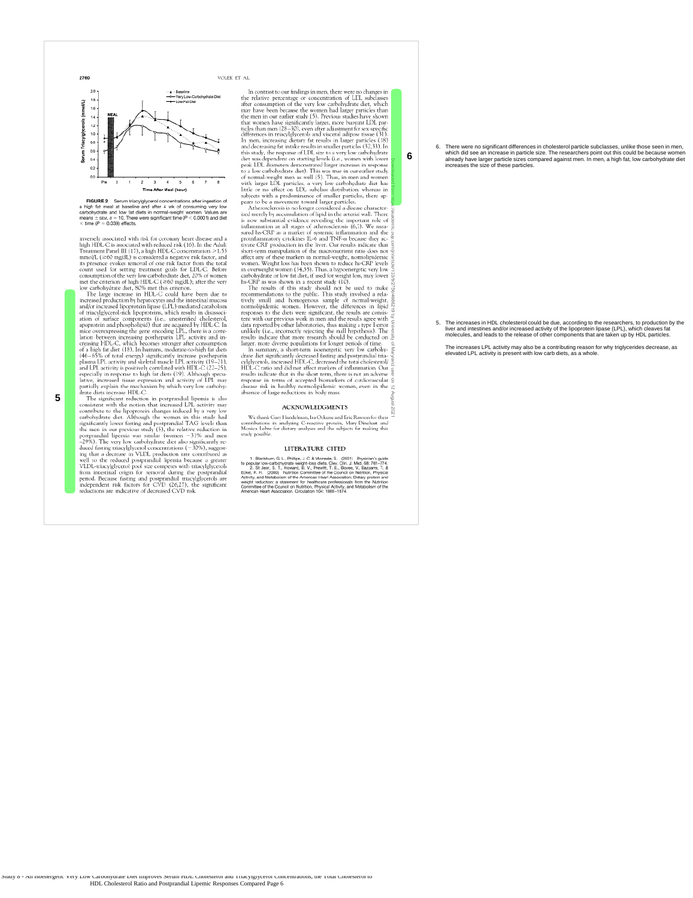2.0
1.8
1.6
1.4
1.2
1.0
0.8
0.6
0.4
0.2
0.0
Serum Triacylglycerols (mmol/L)
MEAL
Baseline
Very Low-Carbohydrate Diet
Low-Fat Diet
Pre 0 1 2 3 4 5 6 7 8
Time After Meal (hour)

**FIGURE 2** Serum triacylglycerol concentrations after ingestion of a high fat meal at baseline and after 4 wk of consuming very low carbohydrate and low fat diets in normal-weight women. Values are means ± SEM, n = 10. There were significant time (P < 0.0001) and diet × time (P = 0.039) effects.

inversely associated with risk for coronary heart disease and a high HDL-C is associated with reduced risk (16). In the Adult Treatment Panel III (17), a high HDL-C concentration >1.55 mmol/L (≥60 mg/dL) is considered a negative risk factor, and its presence evokes removal of one risk factor from the total count used for setting treatment goals for LDL-C. Before consumption of the very low carbohydrate diet, 20% of women met the criterion of high HDL-C (≥60 mg/dL); after the very low carbohydrate diet, 80% met this criterion.

**5**

The large increase in HDL-C could have been due to increased production by hepatocytes and the intestinal mucosa and/or increased lipoprotein lipase (LPL)-mediated catabolism of triacylglycerol-rich lipoproteins, which results in dissociation of surface components (i.e., unesterified cholesterol, apoprotein and phospholipid) that are acquired by HDL-C. In mice overexpressing the gene encoding LPL, there is a correlation between increasing postheparin LPL activity and increasing HDL-C, which becomes stronger after consumption of a high fat diet (18). In humans, moderate-to-high fat diets (46–65% of total energy) significantly increase postheparin plasma LPL activity and skeletal muscle LPL activity (19–21), and LPL activity is positively correlated with HDL-C (22–25), especially in response to high fat diets (19). Although speculative, increased tissue expression and activity of LPL may partially explain the mechanism by which very low carbohydrate diets increase HDL-C.

The significant reduction in postprandial lipemia is also consistent with the notion that increased LPL activity may contribute to the lipoprotein changes induced by a very low carbohydrate diet. Although the women in this study had significantly lower fasting and postprandial TAG levels than the men in our previous study (5), the relative reduction in postprandial lipemia was similar (women −31% and men −29%). The very low carbohydrate diet also significantly reduced fasting triacylglycerol concentrations (−30%), suggesting that a decrease in VLDL production rate contributed as well to the reduced postprandial lipemia because a greater VLDL-triacylglycerol pool size competes with triacylglycerols from intestinal origin for removal during the postprandial period. Because fasting and postprandial triacylglycerols are independent risk factors for CVD (26,27), the significant reductions are indicative of decreased CVD risk.

**6**

In contrast to our findings in men, there were no changes in the relative percentage or concentration of LDL subclasses after consumption of the very low carbohydrate diet, which may have been because the women had larger particles than the men in our earlier study (5). Previous studies have shown that women have significantly larger, more buoyant LDL particles than men (28–30), even after adjustment for sex-specific differences in triacylglycerols and visceral adipose tissue (31). In men, increasing dietary fat results in larger particles (18) and decreasing fat intake results in smaller particles (32,33). In this study, the response of LDL size to a very low carbohydrate diet was dependent on starting levels (i.e., women with lower peak LDL diameters demonstrated larger increases in response to a low carbohydrate diet). This was true in our earlier study of normal-weight men as well (5). Thus, in men and women with larger LDL particles, a very low carbohydrate diet has little or no effect on LDL subclass distribution, whereas in subjects with a predominance of smaller particles, there appears to be a movement toward larger particles.

Atherosclerosis is no longer considered a disease characterized merely by accumulation of lipid in the arterial wall. There is now substantial evidence revealing the important role of inflammation at all stages of atherosclerosis (6,7). We measured hs-CRP as a marker of systemic inflammation and the proinflammatory cytokines IL-6 and TNF-α because they activate CRP production in the liver. Our results indicate that short-term manipulation of the macronutrient ratio does not affect any of these markers in normal-weight, normolipidemic women. Weight loss has been shown to reduce hs-CRP levels in overweight women (34,35). Thus, a hypoenergetic very low carbohydrate or low fat diet, if used for weight loss, may lower hs-CRP as was shown in a recent study (10).

The results of this study should not be used to make recommendations to the public. This study involved a relatively small and homogenous sample of normal-weight, normolipidemic women. However, the differences in lipid responses to the diets were significant, the results are consistent with our previous work in men and the results agree with data reported by other laboratories, thus making a type I error unlikely (i.e., incorrectly rejecting the null hypothesis). The results indicate that more research should be conducted on larger, more diverse populations for longer periods of time.

In summary, a short-term isoenergetic very low carbohydrate diet significantly decreased fasting and postprandial triacylglycerols, increased HDL-C, decreased the total cholesterol/HDL-C ratio and did not affect markers of inflammation. Our results indicate that in the short term, there is not an adverse response in terms of accepted biomarkers of cardiovascular disease risk in healthy normolipidemic women, even in the absence of large reductions in body mass.

## ACKNOWLEDGMENTS

We thank Gary Handelman, Ira Ockene and Eric Rawson for their contributions in analyzing C-reactive protein, Mary Dinehart and Monica Lebre for dietary analyses and the subjects for making this study possible.

## LITERATURE CITED

1. Blackburn, G. L., Phillips, J. C. & Morreale, S. (2001) Physician's guide to popular low-carbohydrate weight-loss diets. Clev. Clin. J. Med. 68: 761–774.
2. St Jeor, S. T., Howard, B. V., Prewitt, T. E., Bovee, V., Bazzarre, T. & Eckel, R. H. (2000) Nutrition Committee of the Council on Nutrition, Physical Activity, and Metabolism of the American Heart Association. Dietary protein and weight reduction: a statement for healthcare professionals from the Nutrition Committee of the Council on Nutrition, Physical Activity, and Metabolism of the American Heart Association. Circulation 104: 1869–1874.

6. There were no significant differences in cholesterol particle subclasses, unlike those seen in men, which did see an increase in particle size. The researchers point out this could be because women already have larger particle sizes compared against men. In men, a high fat, low carbohydrate diet increases the size of these particles.

5. The increases in HDL cholesterol could be due, according to the researchers, to production by the liver and intestines and/or increased activity of the lipoprotein lipase (LPL), which cleaves fat molecules, and leads to the release of other components that are taken up by HDL particles.

The increases LPL activity may also be a contributing reason for why triglycerides decrease, as elevated LPL activity is present with low carb diets, as a whole.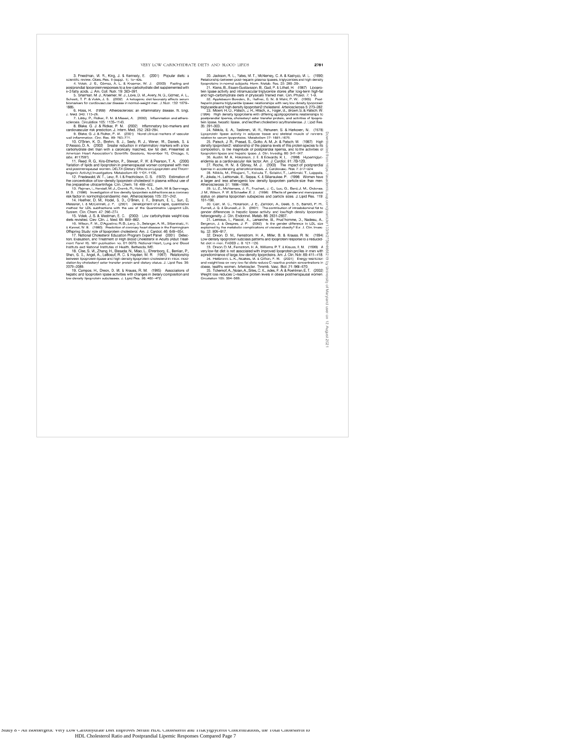3. Freedman, M. R., King, J. & Kennedy, E. (2001) Popular diets: a scientific review. Obes. Res. 9 (suppl. 1): 1S–40S.

4. Volek, J. S., Gómez, A. L. & Kraemer, W. J. (2000) Fasting and postprandial lipoprotein responses to a low-carbohydrate diet supplemented with n-3 fatty acids. J. Am. Coll. Nutr. 19: 383–391.

5. Sharman, M. J., Kraemer, W. J., Love, D. M., Avery, N. G., Gómez, A. L., Scheett, T. P. & Volek, J. S. (2002) A ketogenic diet favorably affects serum biomarkers for cardiovascular disease in normal-weight men. J. Nutr. 132: 1879–1885.

6. Ross, R. (1999) Atherosclerosis: an inflammatory disease. N. Engl. J. Med. 340: 115–26.

7. Libby, P., Ridker, P. M. & Maseri, A. (2002) Inflammation and atherosclerosis. Circulation 105: 1135–1143.

8. Blake, G. J. & Ridker, P. M. (2002) Inflammatory bio-markers and cardiovascular risk prediction. J. Intern. Med. 252: 283–294.

9. Blake, G. J. & Ridker, P. M. (2001) Novel clinical markers of vascular wall inflammation. Circ. Res. 89: 763–771.

10. O'Brien, K. D., Brehm, B. J., Seely, R. J., Wener, M., Daniels, S. & D'Alessio, D. A. (2002) Greater reduction in inflammatory markers with a low carbohydrate diet than with a calorically matched, low fat diet. Presented at American Heart Association's Scientific Sessions, November 18, Chicago, IL (abs. #117597).

11. Reed, R. G., Kris-Etherton, P., Stewart, P. W. & Pearson, T. A. (2000) Variation of lipids and lipoprotein in premenopausal women compared with men and postmenopausal women. DELTA (Dietary Effects on Lipoprotein and Thrombogenic Activity) Investigators. Metabolism 49: 1101–1105.

12. Friedewald, W. T., Levy, R. I. & Fredrickson, D. S. (1972) Estimation of the concentration of low-density lipoprotein cholesterol in plasma without use of the preparative ultracentrifuge. Clin. Chem. 18: 499–502.

13. Rajman, I., Kendall, M. J., Cramb, R., Holder, R. L., Salih, M. & Gammage, M. D. (1996) Investigation of low density lipoprotein subfractions as a coronary risk factor in normotriglyceridaemic men. Atherosclerosis 125: 231–242.

14. Hoefner, D. M., Hodel, S. D., O'Brien, J. F., Branum, E. L., Sun, D, Meissner, I. & McConnell, J. P. (2001) Development of a rapid, quantitative method for LDL subfractions with the use of the Quantimetrix Lipoprint LDL System. Clin. Chem. 47: 266–274.

15. Volek, J. S. & Westman, E. C. (2002) Low carbohydrate weight-loss diets revisited. Clev. Clin. J. Med. 69: 849–862.

16. Wilson, P. W., D'Agostino, R. B., Levy, D., Belanger, A. M., Silbershatz, H. & Kannel, W. B. (1998) Prediction of coronary heart disease in the Framingham Offspring Study: role of lipoprotein cholesterol. Am. J. Cardiol. 46: 649–654.

17. National Cholesterol Education Program Expert Panel (2001) Detection, Evaluation, and Treatment of High Blood Cholesterol in Adults (Adult Treatment Panel III). NIH publication no. 01-3670. National Heart, Lung and Blood Institute and National Institutes of Health, Bethesda, MD.

18. Clee, S. M., Zhang, H., Bissada, N., Miao, L., Ehrenborg, E., Benlian, P., Shen, G. X., Angel, A., LeBoeuf, R. C. & Hayden, M. R. (1997) Relationship between lipoprotein lipase and high density lipoprotein cholesterol in mice: modulation by cholesteryl ester transfer protein and dietary status. J. Lipid Res. 38: 2079–2089.

19. Campos, H., Dreon, D. M. & Krauss, R. M. (1995) Associations of hepatic and lipoprotein lipase activities with changes in dietary composition and low density lipoprotein subclasses. J. Lipid Res. 36: 462–472.

20. Jackson, R. L., Yates, M. T., McNerney, C. A. & Kashyap, M. L. (1990) Relationship between post-heparin plasma lipases, triglycerides and high density lipoproteins in normal subjects. Horm. Metab. Res. 22: 289–294.

21. Kiens, B., Essen-Gustavsson, B., Gad, P. & Lithell, H. (1987) Lipoprotein lipase activity and intramuscular triglyceride stores after long-term high-fat and high-carbohydrate diets in physically trained men. Clin. Physiol. 7: 1–9.

22. Applebaum-Bowden, D., Haffner, S. M. & Wahl, P. W. (1985) Postheparin plasma triglyceride lipases: relationships with very low density lipoprotein triglyceride and high density lipoprotein2 cholesterol. Arteriosclerosis 5: 273–282.

23. Mowri, H. O., Patsch, J. R., Ritsch, A., Foger, B., Brown, S. & Patsch, W. (1994) High density lipoproteins with differing apolipoproteins: relationships to postprandial lipemia, cholesteryl ester transfer protein, and activities of lipoprotein lipase, hepatic lipase, and lecithin:cholesterol acyltransferase. J. Lipid Res. 35: 291–300.

24. Nikkila, E. A., Taskinen, M. R., Rehunen, S. & Harkonen, M. (1978) Lipoprotein lipase activity in adipose tissue and skeletal muscle of runners: relation to serum lipoproteins. Metabolism 27: 1661–1673.

25. Patsch, J. R., Prasad, S., Gotto, A. M, Jr. & Patsch W. (1987) High density lipoprotein2: relationship of the plasma levels of this protein species to its composition, to the magnitude of postprandial lipemia, and to the activities of lipoprotein lipase and hepatic lipase. J. Clin. Investig. 80: 341–347.

26. Austin, M. A., Hokanson, J. E. & Edwards, K. L. (1998) Hypertriglyceridemia as a cardiovascular risk factor. Am. J. Cardiol. 81: 7B–12B.

27. Roche, H. M. & Gibney, M. J. (2000) The impact of postprandial lipemia in accelerating atherothrombosis. J. Cardiovasc. Risk 7: 317–324.

28. Nikkila, M., Pitkajarvi, T., Koivula, T., Solakivi, T., Lehtimaki, T., Laippala, P., Jokela, H., Lehtomaki, E., Seppa, K. & Sillanaukee, P. (1996) Women have a larger and less atherogenic low density lipoprotein particle size than men. Atherosclerosis 37: 1886–1896.

29. Li, Z., McNamara, J. R., Fruchart, J. C., Luc, G., Bard, J. M., Ordovas, J. M., Wilson, P. W. & Schaefer, E. J. (1996) Effects of gender and menopausal status on plasma lipoprotein subspecies and particle sizes. J. Lipid Res. 119: 181–190.

30. Carr, M. C., Hokanson, J. E., Zambon, A., Deeb, S. S., Barrett, P. H., Purnell, J. Q. & Brunzell, J. D. (2001) The contribution of intraabdominal fat to gender differences in hepatic lipase activity and low/high density lipoprotein heterogeneity. J. Clin. Endocrinol. Metab. 86: 2831–2837.

31. Lemieux, I., Pascot, A., Lamarche, B., Prud'homme, D., Nadeau, A., Bergeron, J. & Despres, J. P. (2002) Is the gender difference in LDL size explained by the metabolic complications of visceral obesity? Eur. J. Clin. Invest. 32: 909–917.

32. Dreon, D. M., Fernstrom, H. A., Miller, B. & Krauss, R. M. (1994) Low-density lipoprotein subclass patterns and lipoprotein response to a reduced-fat diet in men. FASEB J. 8: 121–126.

33. Dreon, D. M., Fernstrom, H. A., Williams, P. T. & Krauss, R. M. (1999) A very low-fat diet is not associated with improved lipoprotein profiles in men with a predominance of large, low-density lipoproteins. Am. J. Clin. Nutr. 69: 411–418.

34. Heilbronn, L. K., Noakes, M. & Clifton, P. M. (2001) Energy restriction and weight loss on very-low-fat diets reduce C-reactive protein concentrations in obese, healthy women. Arterioscler. Thromb. Vasc. Biol. 21: 968–970.

35. Tchernof, A., Nolan, A., Sites, C. K., Ades, P. A. & Poehlman, E. T. (2002) Weight loss reduces C-reactive protein levels in obese postmenopausal women. Circulation 105: 564–569.